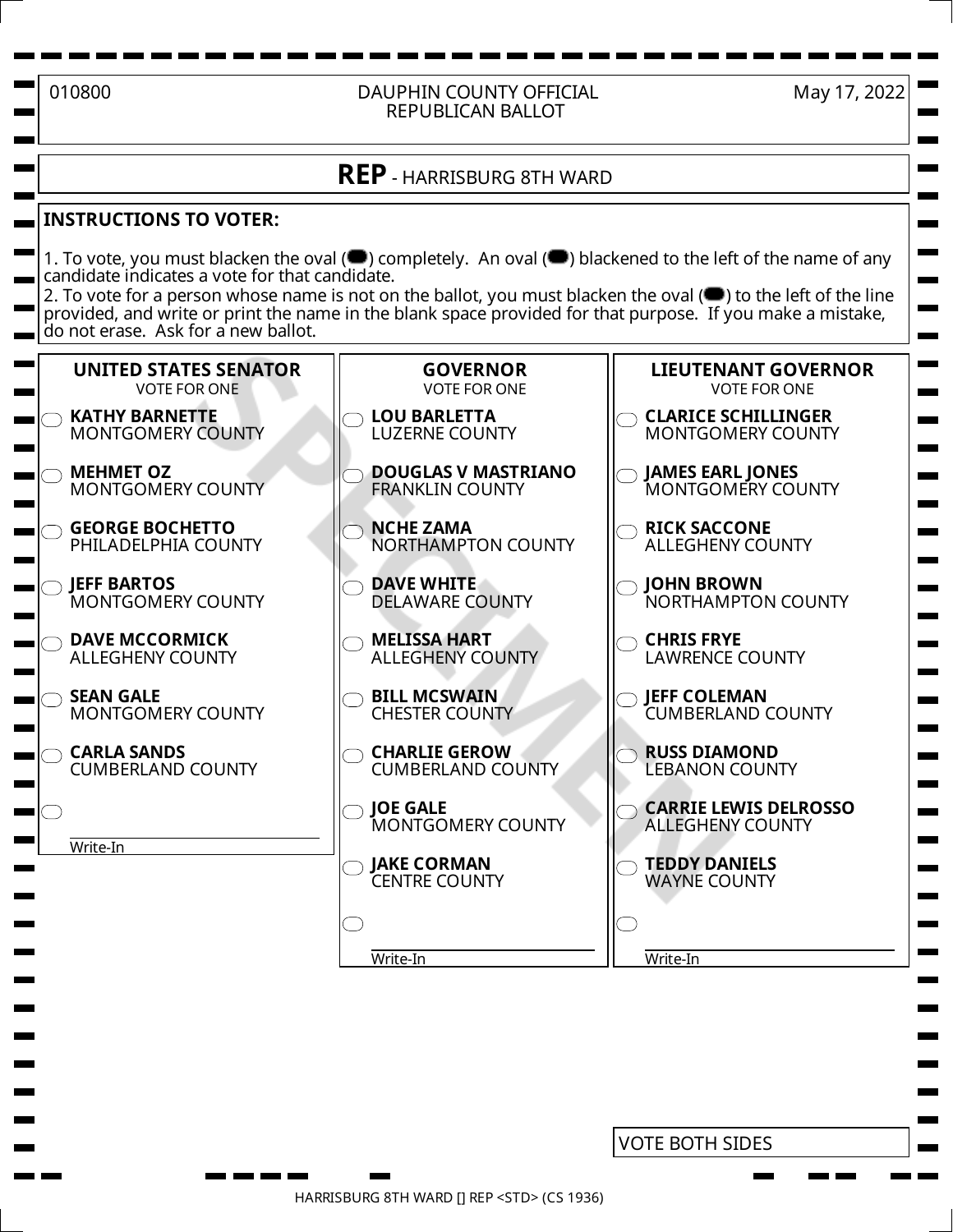010800

DAUPHIN COUNTY OFFICIAL
REPUBLICAN BALLOT

May 17, 2022

# REP - HARRISBURG 8TH WARD

**INSTRUCTIONS TO VOTER:**

1. To vote, you must blacken the oval (⬬) completely. An oval (⬬) blackened to the left of the name of any candidate indicates a vote for that candidate.
2. To vote for a person whose name is not on the ballot, you must blacken the oval (⬬) to the left of the line provided, and write or print the name in the blank space provided for that purpose. If you make a mistake, do not erase. Ask for a new ballot.

## UNITED STATES SENATOR
VOTE FOR ONE

- ⬭ **KATHY BARNETTE** MONTGOMERY COUNTY
- ⬭ **MEHMET OZ** MONTGOMERY COUNTY
- ⬭ **GEORGE BOCHETTO** PHILADELPHIA COUNTY
- ⬭ **JEFF BARTOS** MONTGOMERY COUNTY
- ⬭ **DAVE MCCORMICK** ALLEGHENY COUNTY
- ⬭ **SEAN GALE** MONTGOMERY COUNTY
- ⬭ **CARLA SANDS** CUMBERLAND COUNTY
- ⬭ ____________ Write-In

## GOVERNOR
VOTE FOR ONE

- ⬭ **LOU BARLETTA** LUZERNE COUNTY
- ⬭ **DOUGLAS V MASTRIANO** FRANKLIN COUNTY
- ⬭ **NCHE ZAMA** NORTHAMPTON COUNTY
- ⬭ **DAVE WHITE** DELAWARE COUNTY
- ⬭ **MELISSA HART** ALLEGHENY COUNTY
- ⬭ **BILL MCSWAIN** CHESTER COUNTY
- ⬭ **CHARLIE GEROW** CUMBERLAND COUNTY
- ⬭ **JOE GALE** MONTGOMERY COUNTY
- ⬭ **JAKE CORMAN** CENTRE COUNTY
- ⬭ ____________ Write-In

## LIEUTENANT GOVERNOR
VOTE FOR ONE

- ⬭ **CLARICE SCHILLINGER** MONTGOMERY COUNTY
- ⬭ **JAMES EARL JONES** MONTGOMERY COUNTY
- ⬭ **RICK SACCONE** ALLEGHENY COUNTY
- ⬭ **JOHN BROWN** NORTHAMPTON COUNTY
- ⬭ **CHRIS FRYE** LAWRENCE COUNTY
- ⬭ **JEFF COLEMAN** CUMBERLAND COUNTY
- ⬭ **RUSS DIAMOND** LEBANON COUNTY
- ⬭ **CARRIE LEWIS DELROSSO** ALLEGHENY COUNTY
- ⬭ **TEDDY DANIELS** WAYNE COUNTY
- ⬭ ____________ Write-In

VOTE BOTH SIDES

HARRISBURG 8TH WARD [] REP <STD> (CS 1936)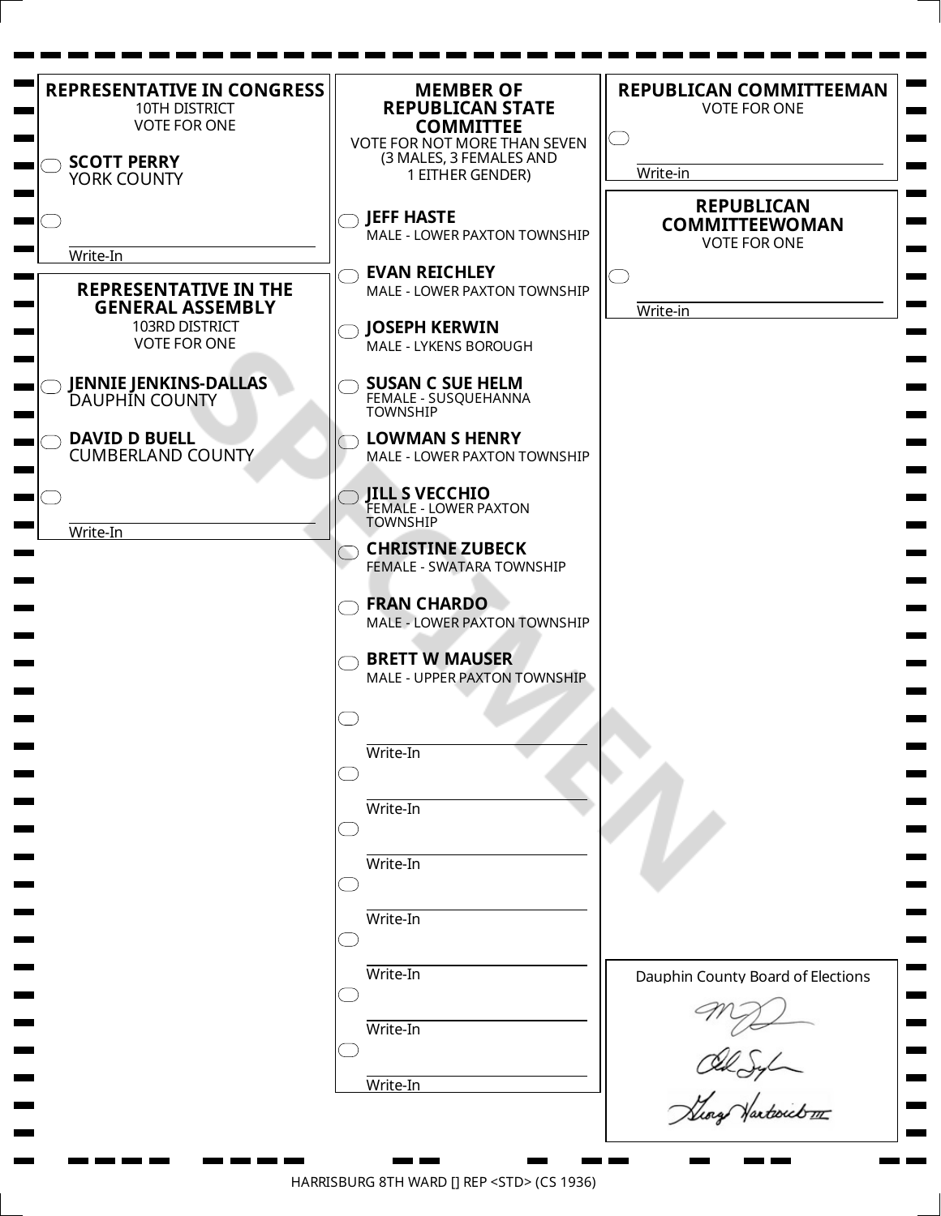## REPRESENTATIVE IN CONGRESS

10TH DISTRICT
VOTE FOR ONE

- **SCOTT PERRY**
  YORK COUNTY
- Write-In

## REPRESENTATIVE IN THE GENERAL ASSEMBLY

103RD DISTRICT
VOTE FOR ONE

- **JENNIE JENKINS-DALLAS**
  DAUPHIN COUNTY
- **DAVID D BUELL**
  CUMBERLAND COUNTY
- Write-In

## MEMBER OF REPUBLICAN STATE COMMITTEE

VOTE FOR NOT MORE THAN SEVEN
(3 MALES, 3 FEMALES AND
1 EITHER GENDER)

- **JEFF HASTE**
  MALE - LOWER PAXTON TOWNSHIP
- **EVAN REICHLEY**
  MALE - LOWER PAXTON TOWNSHIP
- **JOSEPH KERWIN**
  MALE - LYKENS BOROUGH
- **SUSAN C SUE HELM**
  FEMALE - SUSQUEHANNA TOWNSHIP
- **LOWMAN S HENRY**
  MALE - LOWER PAXTON TOWNSHIP
- **JILL S VECCHIO**
  FEMALE - LOWER PAXTON TOWNSHIP
- **CHRISTINE ZUBECK**
  FEMALE - SWATARA TOWNSHIP
- **FRAN CHARDO**
  MALE - LOWER PAXTON TOWNSHIP
- **BRETT W MAUSER**
  MALE - UPPER PAXTON TOWNSHIP
- Write-In
- Write-In
- Write-In
- Write-In
- Write-In
- Write-In
- Write-In

## REPUBLICAN COMMITTEEMAN

VOTE FOR ONE

- Write-in

## REPUBLICAN COMMITTEEWOMAN

VOTE FOR ONE

- Write-in

SPECIMEN

Dauphin County Board of Elections

HARRISBURG 8TH WARD [] REP <STD> (CS 1936)